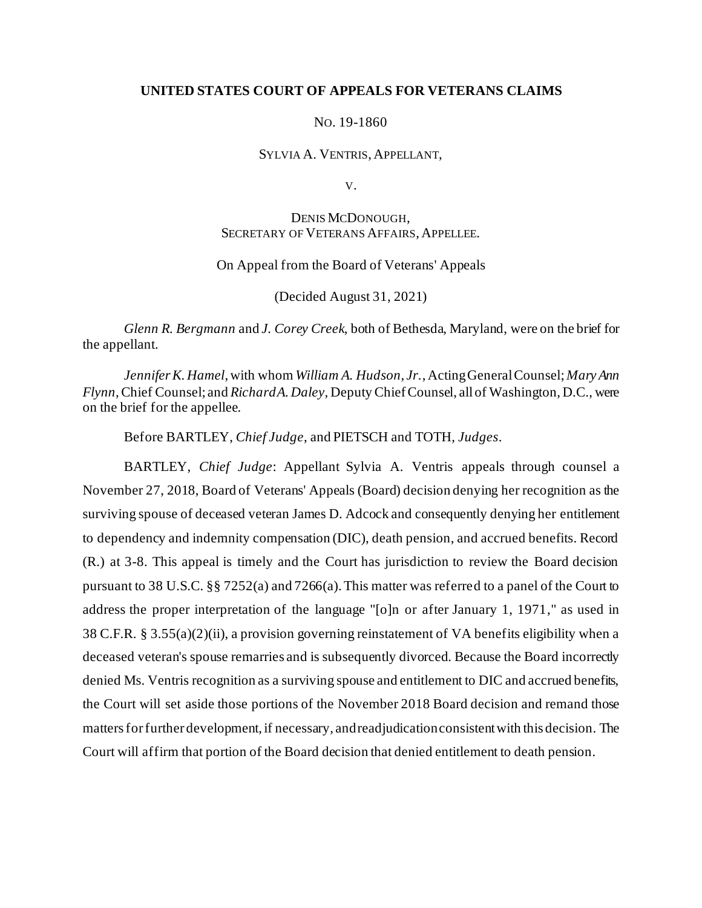**UNITED STATES COURT OF APPEALS FOR VETERANS CLAIMS**

NO. 19-1860

SYLVIA A. VENTRIS, APPELLANT,

V.

DENIS MCDONOUGH,
SECRETARY OF VETERANS AFFAIRS, APPELLEE.

On Appeal from the Board of Veterans' Appeals

(Decided August 31, 2021)

*Glenn R. Bergmann* and *J. Corey Creek*, both of Bethesda, Maryland, were on the brief for the appellant.

*Jennifer K. Hamel*, with whom *William A. Hudson, Jr.*, Acting General Counsel; *Mary Ann Flynn*, Chief Counsel; and *Richard A. Daley*, Deputy Chief Counsel, all of Washington, D.C., were on the brief for the appellee.

Before BARTLEY, *Chief Judge*, and PIETSCH and TOTH, *Judges*.

BARTLEY, *Chief Judge*: Appellant Sylvia A. Ventris appeals through counsel a November 27, 2018, Board of Veterans' Appeals (Board) decision denying her recognition as the surviving spouse of deceased veteran James D. Adcock and consequently denying her entitlement to dependency and indemnity compensation (DIC), death pension, and accrued benefits. Record (R.) at 3-8. This appeal is timely and the Court has jurisdiction to review the Board decision pursuant to 38 U.S.C. §§ 7252(a) and 7266(a). This matter was referred to a panel of the Court to address the proper interpretation of the language "[o]n or after January 1, 1971," as used in 38 C.F.R. § 3.55(a)(2)(ii), a provision governing reinstatement of VA benefits eligibility when a deceased veteran's spouse remarries and is subsequently divorced. Because the Board incorrectly denied Ms. Ventris recognition as a surviving spouse and entitlement to DIC and accrued benefits, the Court will set aside those portions of the November 2018 Board decision and remand those matters for further development, if necessary, and readjudication consistent with this decision. The Court will affirm that portion of the Board decision that denied entitlement to death pension.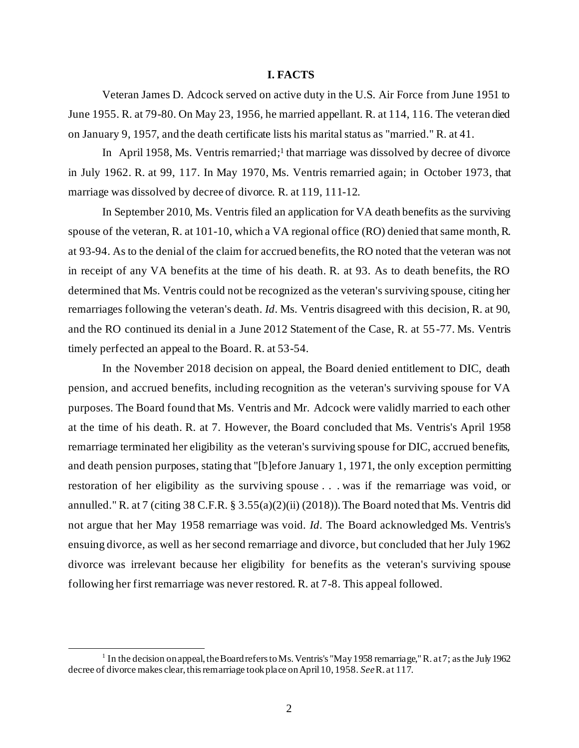## I. FACTS

Veteran James D. Adcock served on active duty in the U.S. Air Force from June 1951 to June 1955. R. at 79-80. On May 23, 1956, he married appellant. R. at 114, 116. The veteran died on January 9, 1957, and the death certificate lists his marital status as "married." R. at 41.

In April 1958, Ms. Ventris remarried;[1] that marriage was dissolved by decree of divorce in July 1962. R. at 99, 117. In May 1970, Ms. Ventris remarried again; in October 1973, that marriage was dissolved by decree of divorce. R. at 119, 111-12.

In September 2010, Ms. Ventris filed an application for VA death benefits as the surviving spouse of the veteran, R. at 101-10, which a VA regional office (RO) denied that same month, R. at 93-94. As to the denial of the claim for accrued benefits, the RO noted that the veteran was not in receipt of any VA benefits at the time of his death. R. at 93. As to death benefits, the RO determined that Ms. Ventris could not be recognized as the veteran's surviving spouse, citing her remarriages following the veteran's death. *Id*. Ms. Ventris disagreed with this decision, R. at 90, and the RO continued its denial in a June 2012 Statement of the Case, R. at 55-77. Ms. Ventris timely perfected an appeal to the Board. R. at 53-54.

In the November 2018 decision on appeal, the Board denied entitlement to DIC, death pension, and accrued benefits, including recognition as the veteran's surviving spouse for VA purposes. The Board found that Ms. Ventris and Mr. Adcock were validly married to each other at the time of his death. R. at 7. However, the Board concluded that Ms. Ventris's April 1958 remarriage terminated her eligibility as the veteran's surviving spouse for DIC, accrued benefits, and death pension purposes, stating that "[b]efore January 1, 1971, the only exception permitting restoration of her eligibility as the surviving spouse . . . was if the remarriage was void, or annulled." R. at 7 (citing 38 C.F.R. § 3.55(a)(2)(ii) (2018)). The Board noted that Ms. Ventris did not argue that her May 1958 remarriage was void. *Id*. The Board acknowledged Ms. Ventris's ensuing divorce, as well as her second remarriage and divorce, but concluded that her July 1962 divorce was irrelevant because her eligibility for benefits as the veteran's surviving spouse following her first remarriage was never restored. R. at 7-8. This appeal followed.

---

[1] In the decision on appeal, the Board refers to Ms. Ventris's "May 1958 remarriage," R. at 7; as the July 1962 decree of divorce makes clear, this remarriage took place on April 10, 1958. *See* R. at 117.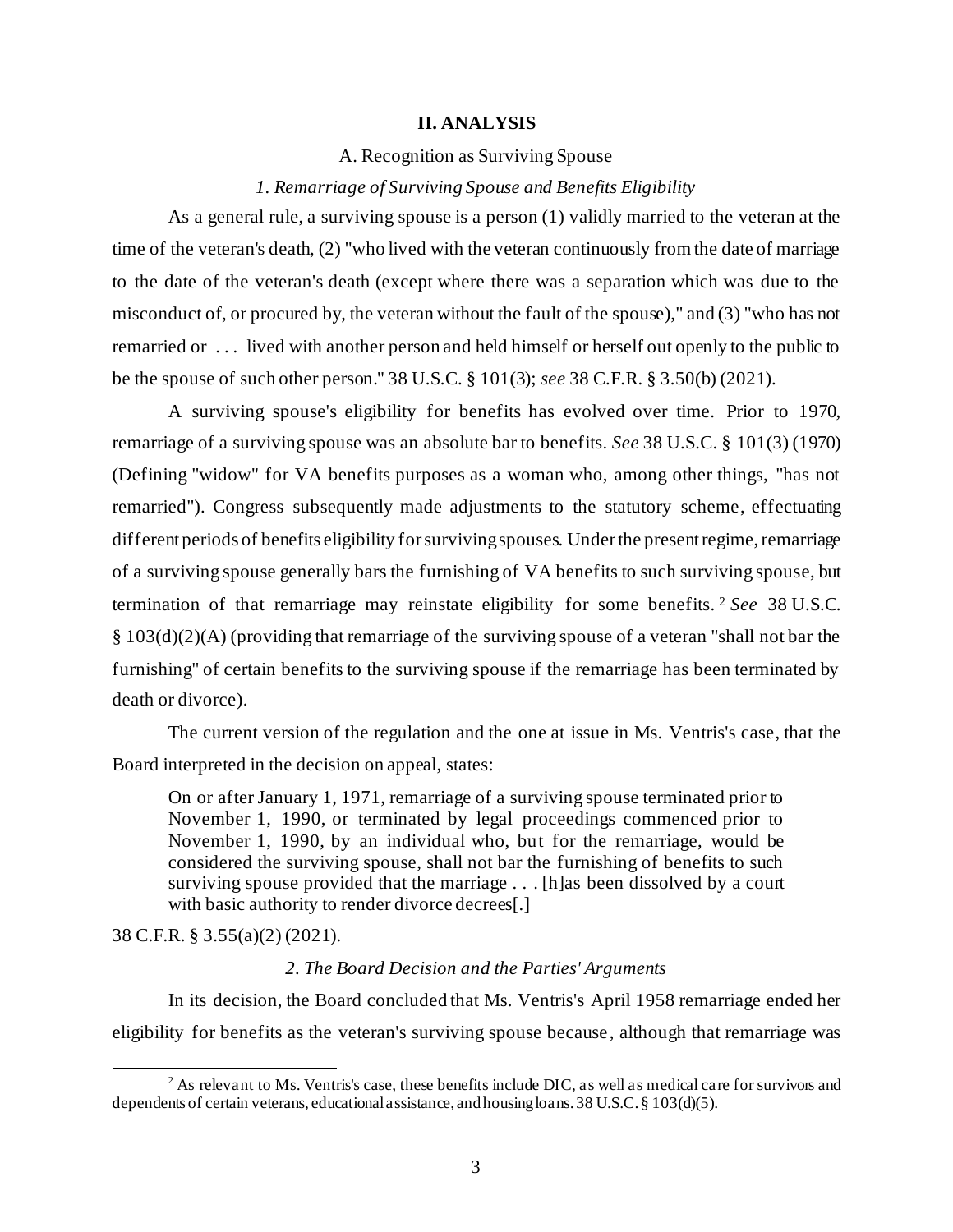## II. ANALYSIS

### A. Recognition as Surviving Spouse

#### *1. Remarriage of Surviving Spouse and Benefits Eligibility*

As a general rule, a surviving spouse is a person (1) validly married to the veteran at the time of the veteran's death, (2) "who lived with the veteran continuously from the date of marriage to the date of the veteran's death (except where there was a separation which was due to the misconduct of, or procured by, the veteran without the fault of the spouse)," and (3) "who has not remarried or . . . lived with another person and held himself or herself out openly to the public to be the spouse of such other person." 38 U.S.C. § 101(3); *see* 38 C.F.R. § 3.50(b) (2021).

A surviving spouse's eligibility for benefits has evolved over time. Prior to 1970, remarriage of a surviving spouse was an absolute bar to benefits. *See* 38 U.S.C. § 101(3) (1970) (Defining "widow" for VA benefits purposes as a woman who, among other things, "has not remarried"). Congress subsequently made adjustments to the statutory scheme, effectuating different periods of benefits eligibility for surviving spouses. Under the present regime, remarriage of a surviving spouse generally bars the furnishing of VA benefits to such surviving spouse, but termination of that remarriage may reinstate eligibility for some benefits.[2] *See* 38 U.S.C. § 103(d)(2)(A) (providing that remarriage of the surviving spouse of a veteran "shall not bar the furnishing" of certain benefits to the surviving spouse if the remarriage has been terminated by death or divorce).

The current version of the regulation and the one at issue in Ms. Ventris's case, that the Board interpreted in the decision on appeal, states:

> On or after January 1, 1971, remarriage of a surviving spouse terminated prior to November 1, 1990, or terminated by legal proceedings commenced prior to November 1, 1990, by an individual who, but for the remarriage, would be considered the surviving spouse, shall not bar the furnishing of benefits to such surviving spouse provided that the marriage . . . [h]as been dissolved by a court with basic authority to render divorce decrees[.]

38 C.F.R. § 3.55(a)(2) (2021).

#### *2. The Board Decision and the Parties' Arguments*

In its decision, the Board concluded that Ms. Ventris's April 1958 remarriage ended her eligibility for benefits as the veteran's surviving spouse because, although that remarriage was

---

[2] As relevant to Ms. Ventris's case, these benefits include DIC, as well as medical care for survivors and dependents of certain veterans, educational assistance, and housing loans. 38 U.S.C. § 103(d)(5).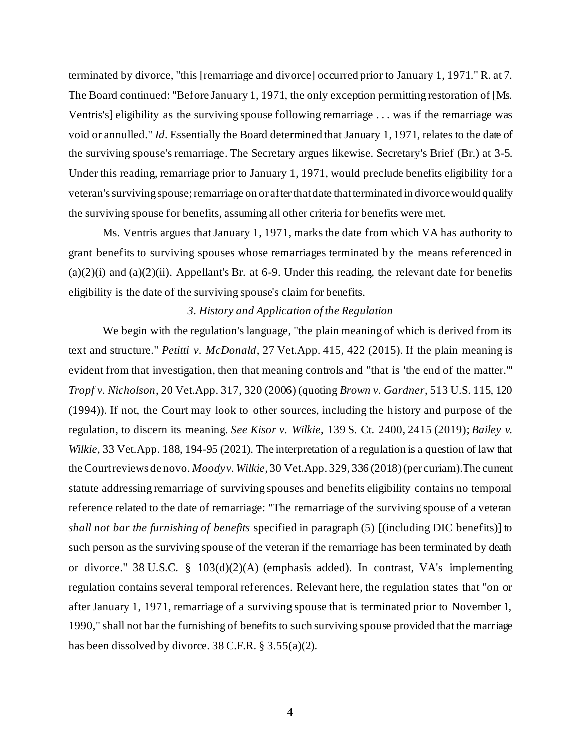terminated by divorce, "this [remarriage and divorce] occurred prior to January 1, 1971." R. at 7. The Board continued: "Before January 1, 1971, the only exception permitting restoration of [Ms. Ventris's] eligibility as the surviving spouse following remarriage . . . was if the remarriage was void or annulled." *Id*. Essentially the Board determined that January 1, 1971, relates to the date of the surviving spouse's remarriage. The Secretary argues likewise. Secretary's Brief (Br.) at 3-5. Under this reading, remarriage prior to January 1, 1971, would preclude benefits eligibility for a veteran's surviving spouse; remarriage on or after that date that terminated in divorce would qualify the surviving spouse for benefits, assuming all other criteria for benefits were met.

Ms. Ventris argues that January 1, 1971, marks the date from which VA has authority to grant benefits to surviving spouses whose remarriages terminated by the means referenced in (a)(2)(i) and (a)(2)(ii). Appellant's Br. at 6-9. Under this reading, the relevant date for benefits eligibility is the date of the surviving spouse's claim for benefits.

### *3. History and Application of the Regulation*

We begin with the regulation's language, "the plain meaning of which is derived from its text and structure." *Petitti v. McDonald*, 27 Vet.App. 415, 422 (2015). If the plain meaning is evident from that investigation, then that meaning controls and "that is 'the end of the matter.'" *Tropf v. Nicholson*, 20 Vet.App. 317, 320 (2006) (quoting *Brown v. Gardner*, 513 U.S. 115, 120 (1994)). If not, the Court may look to other sources, including the history and purpose of the regulation, to discern its meaning. *See Kisor v. Wilkie*, 139 S. Ct. 2400, 2415 (2019); *Bailey v. Wilkie*, 33 Vet.App. 188, 194-95 (2021). The interpretation of a regulation is a question of law that the Court reviews de novo. *Moody v. Wilkie*, 30 Vet.App. 329, 336 (2018) (per curiam).The current statute addressing remarriage of surviving spouses and benefits eligibility contains no temporal reference related to the date of remarriage: "The remarriage of the surviving spouse of a veteran *shall not bar the furnishing of benefits* specified in paragraph (5) [(including DIC benefits)] to such person as the surviving spouse of the veteran if the remarriage has been terminated by death or divorce." 38 U.S.C. § 103(d)(2)(A) (emphasis added). In contrast, VA's implementing regulation contains several temporal references. Relevant here, the regulation states that "on or after January 1, 1971, remarriage of a surviving spouse that is terminated prior to November 1, 1990," shall not bar the furnishing of benefits to such surviving spouse provided that the marriage has been dissolved by divorce. 38 C.F.R. § 3.55(a)(2).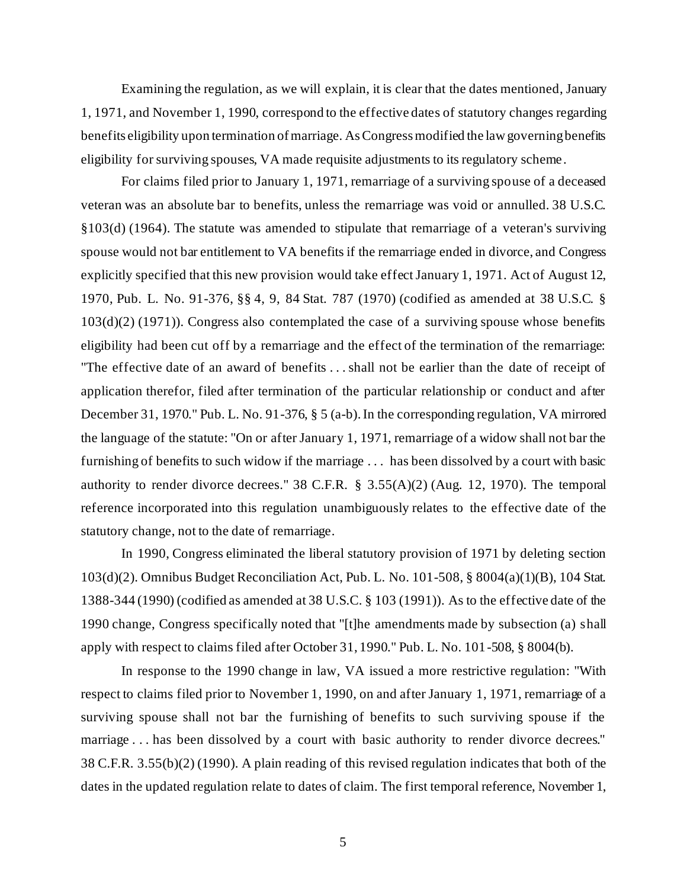Examining the regulation, as we will explain, it is clear that the dates mentioned, January 1, 1971, and November 1, 1990, correspond to the effective dates of statutory changes regarding benefits eligibility upon termination of marriage. As Congress modified the law governing benefits eligibility for surviving spouses, VA made requisite adjustments to its regulatory scheme.

For claims filed prior to January 1, 1971, remarriage of a surviving spouse of a deceased veteran was an absolute bar to benefits, unless the remarriage was void or annulled. 38 U.S.C. §103(d) (1964). The statute was amended to stipulate that remarriage of a veteran's surviving spouse would not bar entitlement to VA benefits if the remarriage ended in divorce, and Congress explicitly specified that this new provision would take effect January 1, 1971. Act of August 12, 1970, Pub. L. No. 91-376, §§ 4, 9, 84 Stat. 787 (1970) (codified as amended at 38 U.S.C. § 103(d)(2) (1971)). Congress also contemplated the case of a surviving spouse whose benefits eligibility had been cut off by a remarriage and the effect of the termination of the remarriage: "The effective date of an award of benefits . . . shall not be earlier than the date of receipt of application therefor, filed after termination of the particular relationship or conduct and after December 31, 1970." Pub. L. No. 91-376, § 5 (a-b). In the corresponding regulation, VA mirrored the language of the statute: "On or after January 1, 1971, remarriage of a widow shall not bar the furnishing of benefits to such widow if the marriage . . . has been dissolved by a court with basic authority to render divorce decrees." 38 C.F.R. § 3.55(A)(2) (Aug. 12, 1970). The temporal reference incorporated into this regulation unambiguously relates to the effective date of the statutory change, not to the date of remarriage.

In 1990, Congress eliminated the liberal statutory provision of 1971 by deleting section 103(d)(2). Omnibus Budget Reconciliation Act, Pub. L. No. 101-508, § 8004(a)(1)(B), 104 Stat. 1388-344 (1990) (codified as amended at 38 U.S.C. § 103 (1991)). As to the effective date of the 1990 change, Congress specifically noted that "[t]he amendments made by subsection (a) shall apply with respect to claims filed after October 31, 1990." Pub. L. No. 101-508, § 8004(b).

In response to the 1990 change in law, VA issued a more restrictive regulation: "With respect to claims filed prior to November 1, 1990, on and after January 1, 1971, remarriage of a surviving spouse shall not bar the furnishing of benefits to such surviving spouse if the marriage . . . has been dissolved by a court with basic authority to render divorce decrees." 38 C.F.R. 3.55(b)(2) (1990). A plain reading of this revised regulation indicates that both of the dates in the updated regulation relate to dates of claim. The first temporal reference, November 1,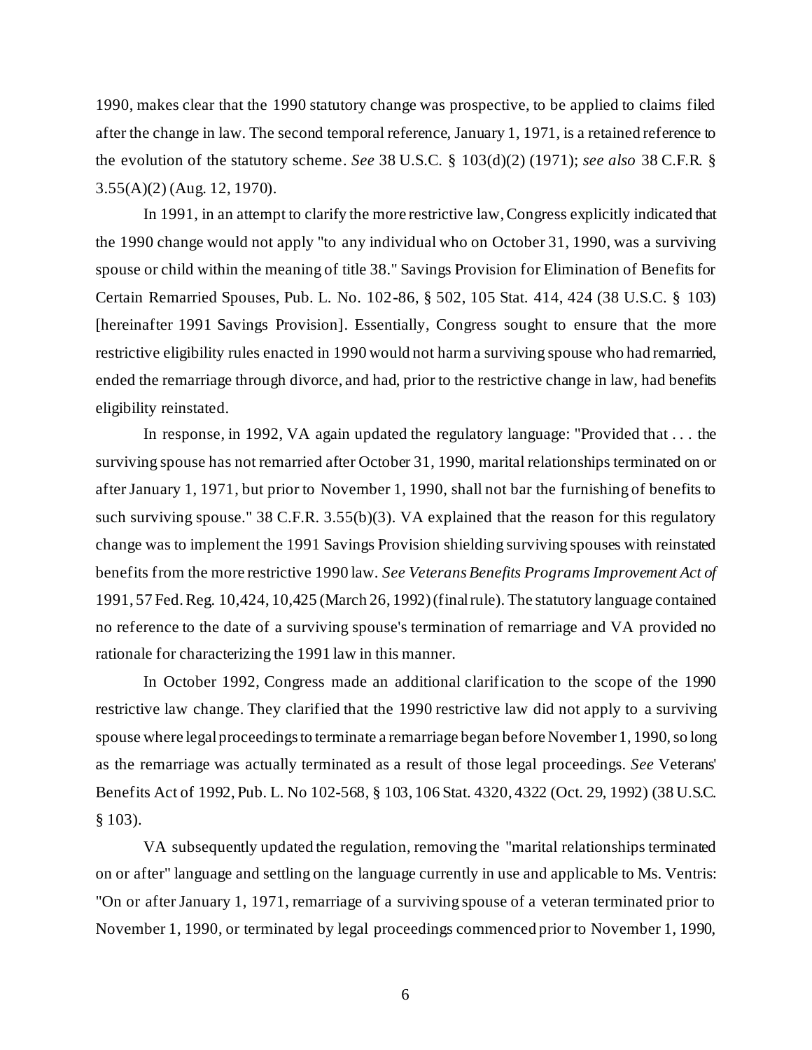1990, makes clear that the 1990 statutory change was prospective, to be applied to claims filed after the change in law. The second temporal reference, January 1, 1971, is a retained reference to the evolution of the statutory scheme. *See* 38 U.S.C. § 103(d)(2) (1971); *see also* 38 C.F.R. § 3.55(A)(2) (Aug. 12, 1970).

In 1991, in an attempt to clarify the more restrictive law, Congress explicitly indicated that the 1990 change would not apply "to any individual who on October 31, 1990, was a surviving spouse or child within the meaning of title 38." Savings Provision for Elimination of Benefits for Certain Remarried Spouses, Pub. L. No. 102-86, § 502, 105 Stat. 414, 424 (38 U.S.C. § 103) [hereinafter 1991 Savings Provision]. Essentially, Congress sought to ensure that the more restrictive eligibility rules enacted in 1990 would not harm a surviving spouse who had remarried, ended the remarriage through divorce, and had, prior to the restrictive change in law, had benefits eligibility reinstated.

In response, in 1992, VA again updated the regulatory language: "Provided that . . . the surviving spouse has not remarried after October 31, 1990, marital relationships terminated on or after January 1, 1971, but prior to November 1, 1990, shall not bar the furnishing of benefits to such surviving spouse." 38 C.F.R. 3.55(b)(3). VA explained that the reason for this regulatory change was to implement the 1991 Savings Provision shielding surviving spouses with reinstated benefits from the more restrictive 1990 law. *See Veterans Benefits Programs Improvement Act of* 1991, 57 Fed. Reg. 10,424, 10,425 (March 26, 1992) (final rule). The statutory language contained no reference to the date of a surviving spouse's termination of remarriage and VA provided no rationale for characterizing the 1991 law in this manner.

In October 1992, Congress made an additional clarification to the scope of the 1990 restrictive law change. They clarified that the 1990 restrictive law did not apply to a surviving spouse where legal proceedings to terminate a remarriage began before November 1, 1990, so long as the remarriage was actually terminated as a result of those legal proceedings. *See* Veterans' Benefits Act of 1992, Pub. L. No 102-568, § 103, 106 Stat. 4320, 4322 (Oct. 29, 1992) (38 U.S.C. § 103).

VA subsequently updated the regulation, removing the "marital relationships terminated on or after" language and settling on the language currently in use and applicable to Ms. Ventris: "On or after January 1, 1971, remarriage of a surviving spouse of a veteran terminated prior to November 1, 1990, or terminated by legal proceedings commenced prior to November 1, 1990,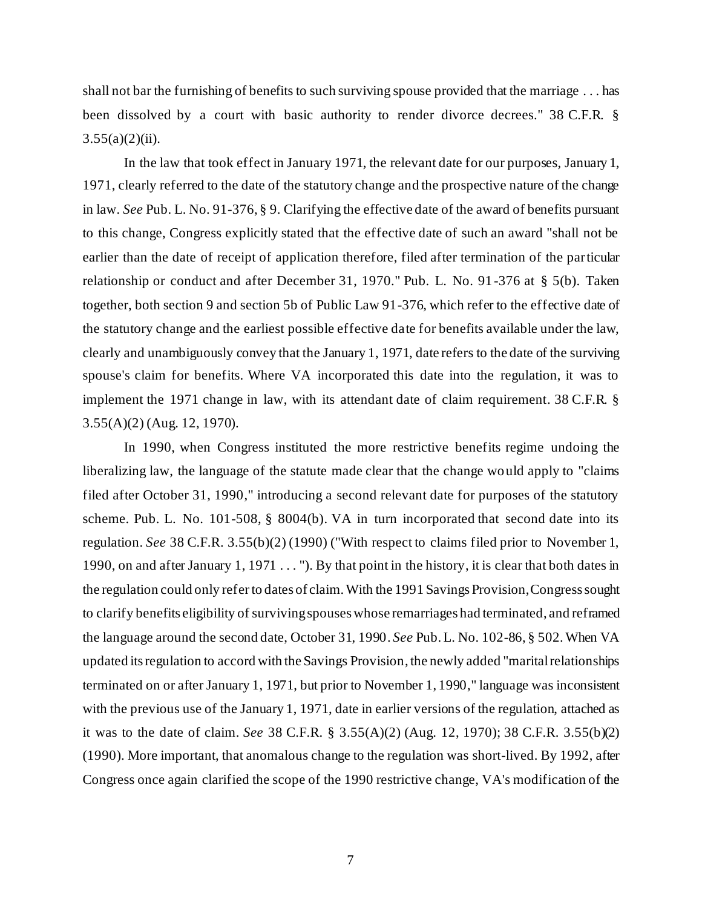shall not bar the furnishing of benefits to such surviving spouse provided that the marriage . . . has been dissolved by a court with basic authority to render divorce decrees." 38 C.F.R. § 3.55(a)(2)(ii).

In the law that took effect in January 1971, the relevant date for our purposes, January 1, 1971, clearly referred to the date of the statutory change and the prospective nature of the change in law. *See* Pub. L. No. 91-376, § 9. Clarifying the effective date of the award of benefits pursuant to this change, Congress explicitly stated that the effective date of such an award "shall not be earlier than the date of receipt of application therefore, filed after termination of the particular relationship or conduct and after December 31, 1970." Pub. L. No. 91-376 at § 5(b). Taken together, both section 9 and section 5b of Public Law 91-376, which refer to the effective date of the statutory change and the earliest possible effective date for benefits available under the law, clearly and unambiguously convey that the January 1, 1971, date refers to the date of the surviving spouse's claim for benefits. Where VA incorporated this date into the regulation, it was to implement the 1971 change in law, with its attendant date of claim requirement. 38 C.F.R. § 3.55(A)(2) (Aug. 12, 1970).

In 1990, when Congress instituted the more restrictive benefits regime undoing the liberalizing law, the language of the statute made clear that the change would apply to "claims filed after October 31, 1990," introducing a second relevant date for purposes of the statutory scheme. Pub. L. No. 101-508, § 8004(b). VA in turn incorporated that second date into its regulation. *See* 38 C.F.R. 3.55(b)(2) (1990) ("With respect to claims filed prior to November 1, 1990, on and after January 1, 1971 . . . "). By that point in the history, it is clear that both dates in the regulation could only refer to dates of claim. With the 1991 Savings Provision, Congress sought to clarify benefits eligibility of surviving spouses whose remarriages had terminated, and reframed the language around the second date, October 31, 1990. *See* Pub. L. No. 102-86, § 502. When VA updated its regulation to accord with the Savings Provision, the newly added "marital relationships terminated on or after January 1, 1971, but prior to November 1, 1990," language was inconsistent with the previous use of the January 1, 1971, date in earlier versions of the regulation, attached as it was to the date of claim. *See* 38 C.F.R. § 3.55(A)(2) (Aug. 12, 1970); 38 C.F.R. 3.55(b)(2) (1990). More important, that anomalous change to the regulation was short-lived. By 1992, after Congress once again clarified the scope of the 1990 restrictive change, VA's modification of the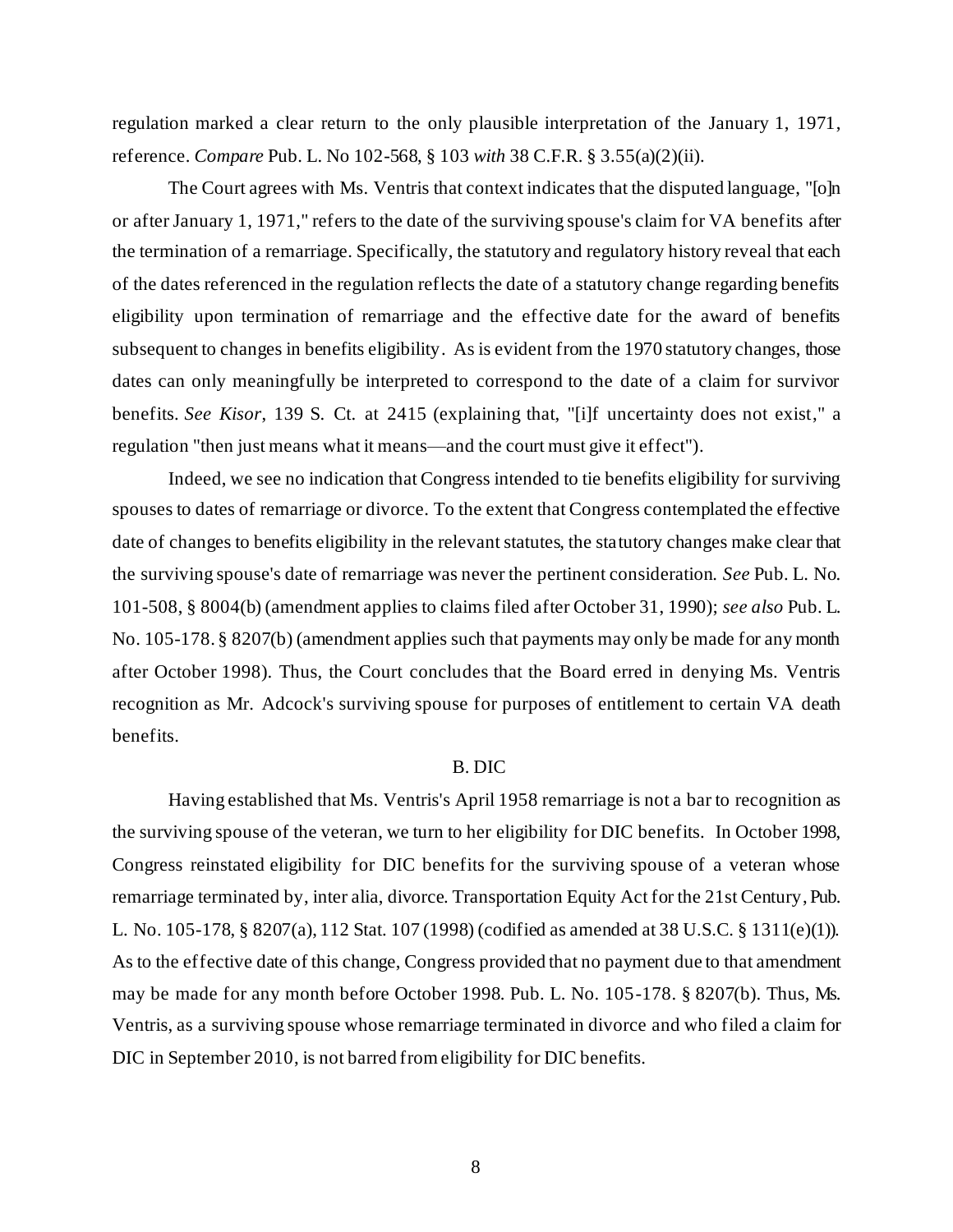regulation marked a clear return to the only plausible interpretation of the January 1, 1971, reference. *Compare* Pub. L. No 102-568, § 103 *with* 38 C.F.R. § 3.55(a)(2)(ii).

The Court agrees with Ms. Ventris that context indicates that the disputed language, "[o]n or after January 1, 1971," refers to the date of the surviving spouse's claim for VA benefits after the termination of a remarriage. Specifically, the statutory and regulatory history reveal that each of the dates referenced in the regulation reflects the date of a statutory change regarding benefits eligibility upon termination of remarriage and the effective date for the award of benefits subsequent to changes in benefits eligibility. As is evident from the 1970 statutory changes, those dates can only meaningfully be interpreted to correspond to the date of a claim for survivor benefits. *See Kisor*, 139 S. Ct. at 2415 (explaining that, "[i]f uncertainty does not exist," a regulation "then just means what it means—and the court must give it effect").

Indeed, we see no indication that Congress intended to tie benefits eligibility for surviving spouses to dates of remarriage or divorce. To the extent that Congress contemplated the effective date of changes to benefits eligibility in the relevant statutes, the statutory changes make clear that the surviving spouse's date of remarriage was never the pertinent consideration. *See* Pub. L. No. 101-508, § 8004(b) (amendment applies to claims filed after October 31, 1990); *see also* Pub. L. No. 105-178. § 8207(b) (amendment applies such that payments may only be made for any month after October 1998). Thus, the Court concludes that the Board erred in denying Ms. Ventris recognition as Mr. Adcock's surviving spouse for purposes of entitlement to certain VA death benefits.

B. DIC

Having established that Ms. Ventris's April 1958 remarriage is not a bar to recognition as the surviving spouse of the veteran, we turn to her eligibility for DIC benefits. In October 1998, Congress reinstated eligibility for DIC benefits for the surviving spouse of a veteran whose remarriage terminated by, inter alia, divorce. Transportation Equity Act for the 21st Century, Pub. L. No. 105-178, § 8207(a), 112 Stat. 107 (1998) (codified as amended at 38 U.S.C. § 1311(e)(1)). As to the effective date of this change, Congress provided that no payment due to that amendment may be made for any month before October 1998. Pub. L. No. 105-178. § 8207(b). Thus, Ms. Ventris, as a surviving spouse whose remarriage terminated in divorce and who filed a claim for DIC in September 2010, is not barred from eligibility for DIC benefits.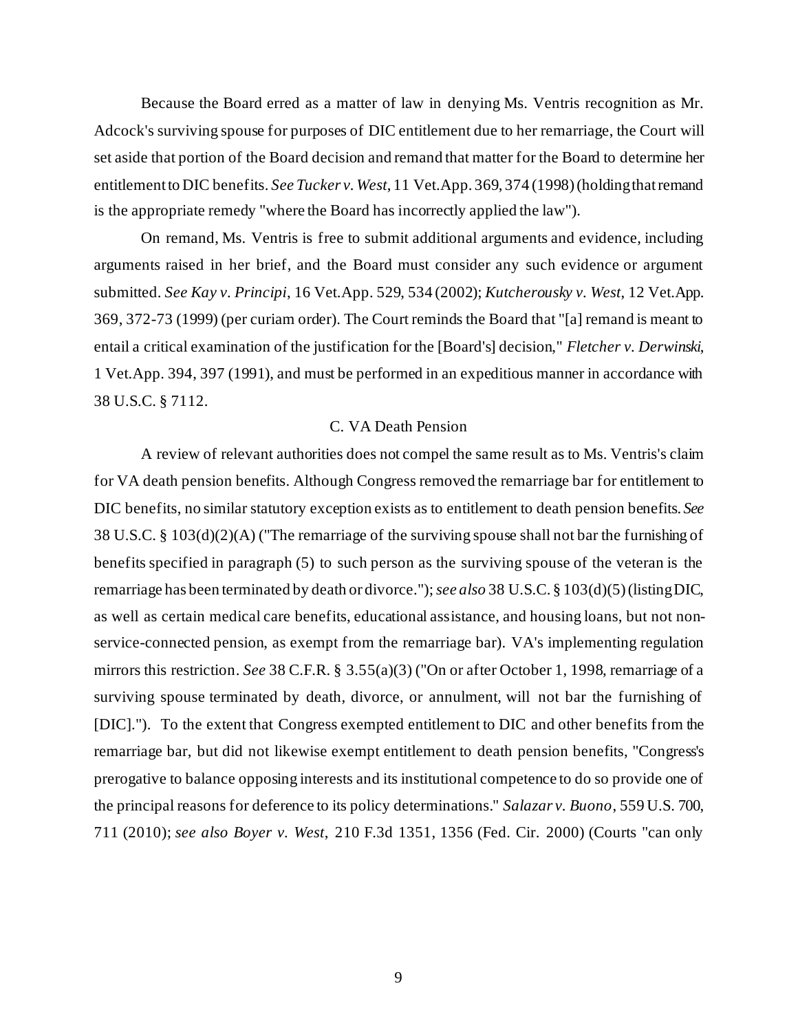Because the Board erred as a matter of law in denying Ms. Ventris recognition as Mr. Adcock's surviving spouse for purposes of DIC entitlement due to her remarriage, the Court will set aside that portion of the Board decision and remand that matter for the Board to determine her entitlement to DIC benefits. *See Tucker v. West*, 11 Vet.App. 369, 374 (1998) (holding that remand is the appropriate remedy "where the Board has incorrectly applied the law").

On remand, Ms. Ventris is free to submit additional arguments and evidence, including arguments raised in her brief, and the Board must consider any such evidence or argument submitted. *See Kay v. Principi*, 16 Vet.App. 529, 534 (2002); *Kutcherousky v. West*, 12 Vet.App. 369, 372-73 (1999) (per curiam order). The Court reminds the Board that "[a] remand is meant to entail a critical examination of the justification for the [Board's] decision," *Fletcher v. Derwinski*, 1 Vet.App. 394, 397 (1991), and must be performed in an expeditious manner in accordance with 38 U.S.C. § 7112.

### C. VA Death Pension

A review of relevant authorities does not compel the same result as to Ms. Ventris's claim for VA death pension benefits. Although Congress removed the remarriage bar for entitlement to DIC benefits, no similar statutory exception exists as to entitlement to death pension benefits. *See* 38 U.S.C. § 103(d)(2)(A) ("The remarriage of the surviving spouse shall not bar the furnishing of benefits specified in paragraph (5) to such person as the surviving spouse of the veteran is the remarriage has been terminated by death or divorce."); *see also* 38 U.S.C. § 103(d)(5) (listing DIC, as well as certain medical care benefits, educational assistance, and housing loans, but not non-service-connected pension, as exempt from the remarriage bar). VA's implementing regulation mirrors this restriction. *See* 38 C.F.R. § 3.55(a)(3) ("On or after October 1, 1998, remarriage of a surviving spouse terminated by death, divorce, or annulment, will not bar the furnishing of [DIC]."). To the extent that Congress exempted entitlement to DIC and other benefits from the remarriage bar, but did not likewise exempt entitlement to death pension benefits, "Congress's prerogative to balance opposing interests and its institutional competence to do so provide one of the principal reasons for deference to its policy determinations." *Salazar v. Buono*, 559 U.S. 700, 711 (2010); *see also Boyer v. West*, 210 F.3d 1351, 1356 (Fed. Cir. 2000) (Courts "can only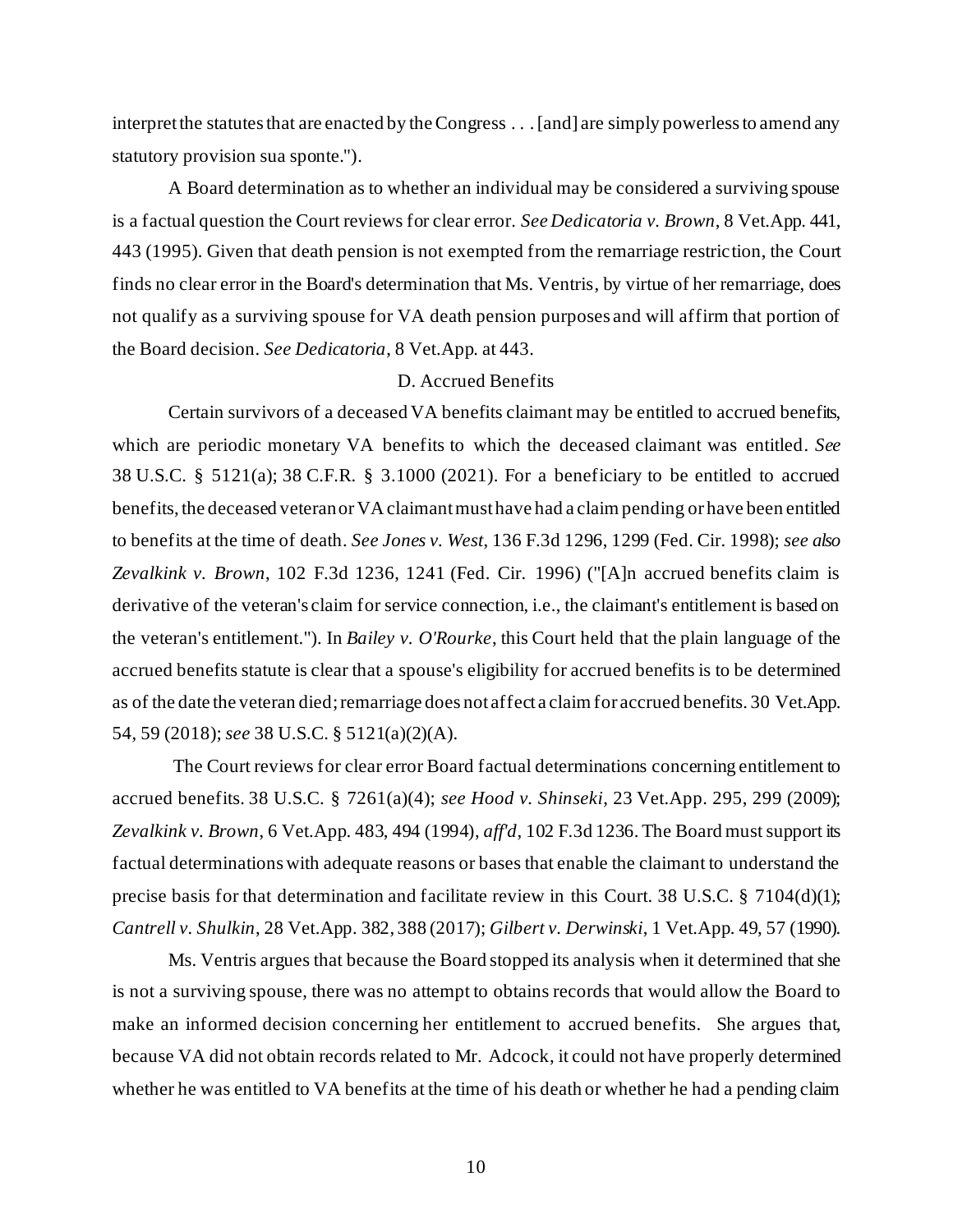interpret the statutes that are enacted by the Congress . . . [and] are simply powerless to amend any statutory provision sua sponte.").

A Board determination as to whether an individual may be considered a surviving spouse is a factual question the Court reviews for clear error. *See Dedicatoria v. Brown*, 8 Vet.App. 441, 443 (1995). Given that death pension is not exempted from the remarriage restriction, the Court finds no clear error in the Board's determination that Ms. Ventris, by virtue of her remarriage, does not qualify as a surviving spouse for VA death pension purposes and will affirm that portion of the Board decision. *See Dedicatoria*, 8 Vet.App. at 443.

D. Accrued Benefits

Certain survivors of a deceased VA benefits claimant may be entitled to accrued benefits, which are periodic monetary VA benefits to which the deceased claimant was entitled. *See* 38 U.S.C. § 5121(a); 38 C.F.R. § 3.1000 (2021). For a beneficiary to be entitled to accrued benefits, the deceased veteran or VA claimant must have had a claim pending or have been entitled to benefits at the time of death. *See Jones v. West*, 136 F.3d 1296, 1299 (Fed. Cir. 1998); *see also Zevalkink v. Brown*, 102 F.3d 1236, 1241 (Fed. Cir. 1996) ("[A]n accrued benefits claim is derivative of the veteran's claim for service connection, i.e., the claimant's entitlement is based on the veteran's entitlement."). In *Bailey v. O'Rourke*, this Court held that the plain language of the accrued benefits statute is clear that a spouse's eligibility for accrued benefits is to be determined as of the date the veteran died; remarriage does not affect a claim for accrued benefits. 30 Vet.App. 54, 59 (2018); *see* 38 U.S.C. § 5121(a)(2)(A).

The Court reviews for clear error Board factual determinations concerning entitlement to accrued benefits. 38 U.S.C. § 7261(a)(4); *see Hood v. Shinseki*, 23 Vet.App. 295, 299 (2009); *Zevalkink v. Brown*, 6 Vet.App. 483, 494 (1994), *aff'd*, 102 F.3d 1236. The Board must support its factual determinations with adequate reasons or bases that enable the claimant to understand the precise basis for that determination and facilitate review in this Court. 38 U.S.C. § 7104(d)(1); *Cantrell v. Shulkin*, 28 Vet.App. 382, 388 (2017); *Gilbert v. Derwinski*, 1 Vet.App. 49, 57 (1990).

Ms. Ventris argues that because the Board stopped its analysis when it determined that she is not a surviving spouse, there was no attempt to obtains records that would allow the Board to make an informed decision concerning her entitlement to accrued benefits. She argues that, because VA did not obtain records related to Mr. Adcock, it could not have properly determined whether he was entitled to VA benefits at the time of his death or whether he had a pending claim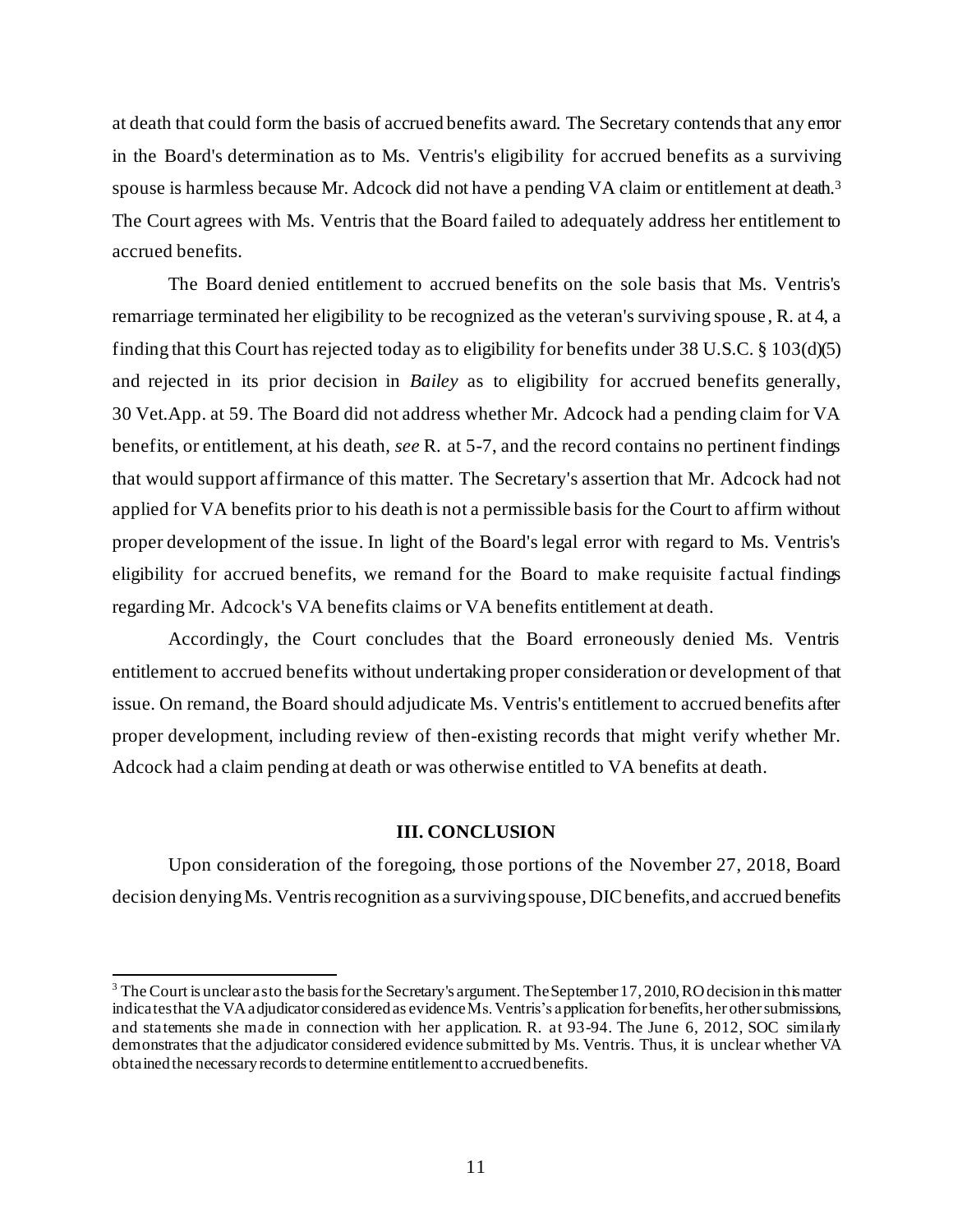at death that could form the basis of accrued benefits award. The Secretary contends that any error in the Board's determination as to Ms. Ventris's eligibility for accrued benefits as a surviving spouse is harmless because Mr. Adcock did not have a pending VA claim or entitlement at death.[3] The Court agrees with Ms. Ventris that the Board failed to adequately address her entitlement to accrued benefits.

The Board denied entitlement to accrued benefits on the sole basis that Ms. Ventris's remarriage terminated her eligibility to be recognized as the veteran's surviving spouse, R. at 4, a finding that this Court has rejected today as to eligibility for benefits under 38 U.S.C. § 103(d)(5) and rejected in its prior decision in *Bailey* as to eligibility for accrued benefits generally, 30 Vet.App. at 59. The Board did not address whether Mr. Adcock had a pending claim for VA benefits, or entitlement, at his death, *see* R. at 5-7, and the record contains no pertinent findings that would support affirmance of this matter. The Secretary's assertion that Mr. Adcock had not applied for VA benefits prior to his death is not a permissible basis for the Court to affirm without proper development of the issue. In light of the Board's legal error with regard to Ms. Ventris's eligibility for accrued benefits, we remand for the Board to make requisite factual findings regarding Mr. Adcock's VA benefits claims or VA benefits entitlement at death.

Accordingly, the Court concludes that the Board erroneously denied Ms. Ventris entitlement to accrued benefits without undertaking proper consideration or development of that issue. On remand, the Board should adjudicate Ms. Ventris's entitlement to accrued benefits after proper development, including review of then-existing records that might verify whether Mr. Adcock had a claim pending at death or was otherwise entitled to VA benefits at death.

## III. CONCLUSION

Upon consideration of the foregoing, those portions of the November 27, 2018, Board decision denying Ms. Ventris recognition as a surviving spouse, DIC benefits, and accrued benefits

---

[3] The Court is unclear as to the basis for the Secretary's argument. The September 17, 2010, RO decision in this matter indicates that the VA adjudicator considered as evidence Ms. Ventris's application for benefits, her other submissions, and statements she made in connection with her application. R. at 93-94. The June 6, 2012, SOC similarly demonstrates that the adjudicator considered evidence submitted by Ms. Ventris. Thus, it is unclear whether VA obtained the necessary records to determine entitlement to accrued benefits.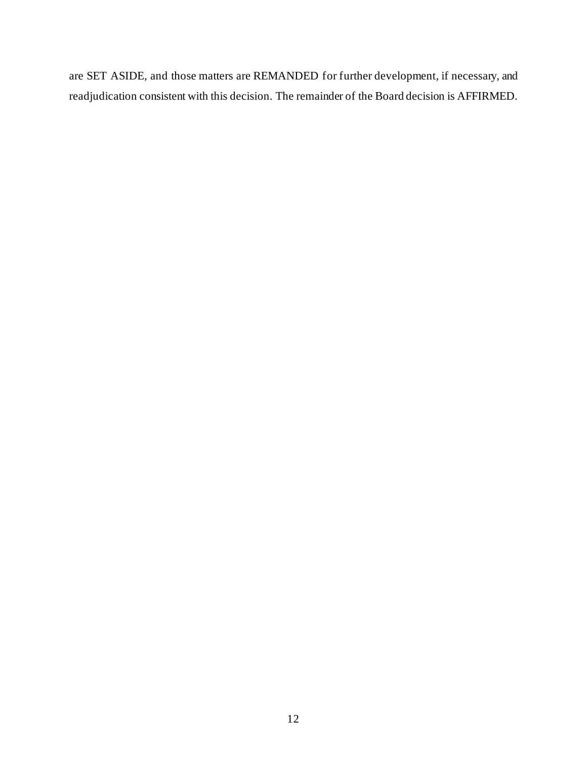are SET ASIDE, and those matters are REMANDED for further development, if necessary, and readjudication consistent with this decision. The remainder of the Board decision is AFFIRMED.